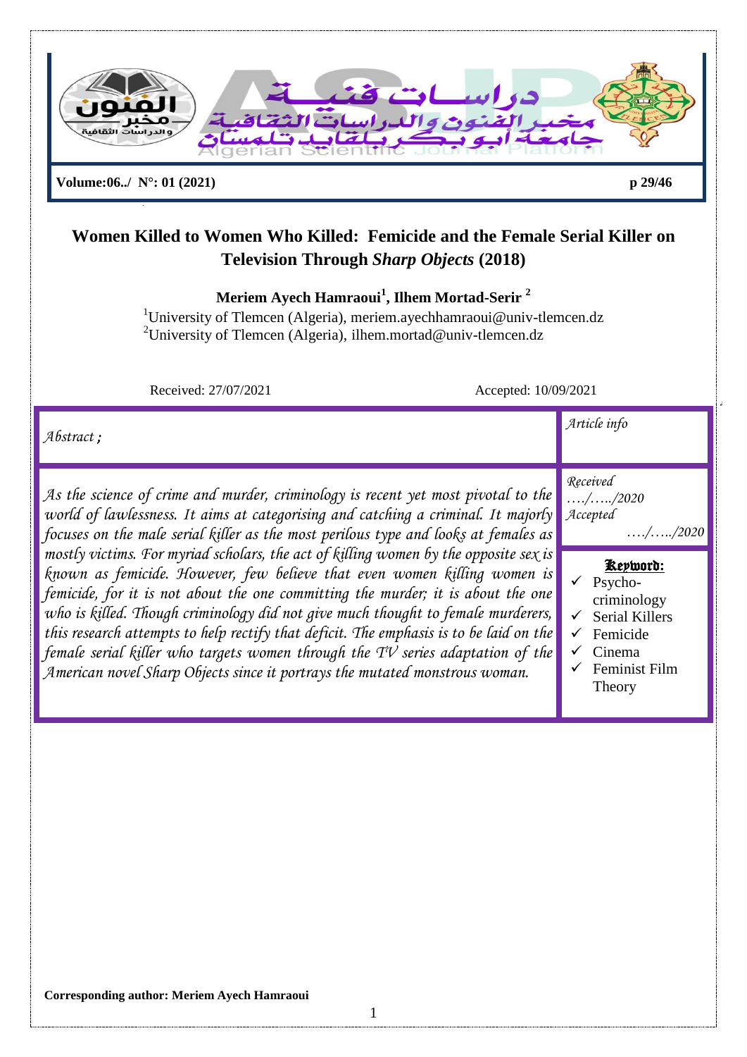# Women Killed to Women Who Killed: Femicide and the Female Serial Killer on Television Through *Sharp Objects* (2018)

**Meriem Ayech Hamraoui[1], Ilhem Mortad-Serir [2]**

[1]University of Tlemcen (Algeria), meriem.ayechhamraoui@univ-tlemcen.dz
[2]University of Tlemcen (Algeria), ilhem.mortad@univ-tlemcen.dz

Received: 27/07/2021 Accepted: 10/09/2021

| *Abstract ;* | *Article info* |
|---|---|
| *As the science of crime and murder, criminology is recent yet most pivotal to the world of lawlessness. It aims at categorising and catching a criminal. It majorly focuses on the male serial killer as the most perilous type and looks at females as mostly victims. For myriad scholars, the act of killing women by the opposite sex is known as femicide. However, few believe that even women killing women is femicide, for it is not about the one committing the murder; it is about the one who is killed. Though criminology did not give much thought to female murderers, this research attempts to help rectify that deficit. The emphasis is to be laid on the female serial killer who targets women through the TV series adaptation of the American novel Sharp Objects since it portrays the mutated monstrous woman.* | *Received* …./…../2020 *Accepted* …./…../2020 **Keyword:** ✓ Psycho-criminology ✓ Serial Killers ✓ Femicide ✓ Cinema ✓ Feminist Film Theory |

**Corresponding author: Meriem Ayech Hamraoui**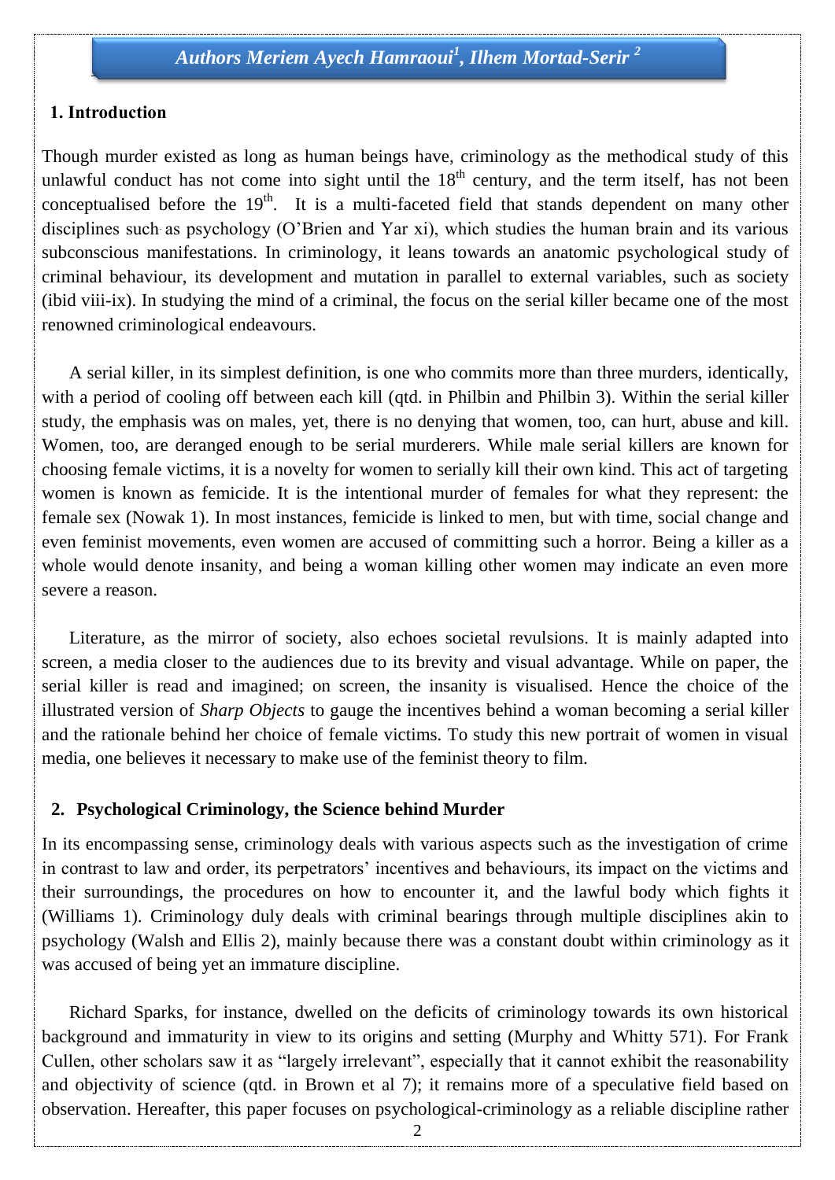## 1. Introduction

Though murder existed as long as human beings have, criminology as the methodical study of this unlawful conduct has not come into sight until the 18th century, and the term itself, has not been conceptualised before the 19th. It is a multi-faceted field that stands dependent on many other disciplines such as psychology (O'Brien and Yar xi), which studies the human brain and its various subconscious manifestations. In criminology, it leans towards an anatomic psychological study of criminal behaviour, its development and mutation in parallel to external variables, such as society (ibid viii-ix). In studying the mind of a criminal, the focus on the serial killer became one of the most renowned criminological endeavours.

A serial killer, in its simplest definition, is one who commits more than three murders, identically, with a period of cooling off between each kill (qtd. in Philbin and Philbin 3). Within the serial killer study, the emphasis was on males, yet, there is no denying that women, too, can hurt, abuse and kill. Women, too, are deranged enough to be serial murderers. While male serial killers are known for choosing female victims, it is a novelty for women to serially kill their own kind. This act of targeting women is known as femicide. It is the intentional murder of females for what they represent: the female sex (Nowak 1). In most instances, femicide is linked to men, but with time, social change and even feminist movements, even women are accused of committing such a horror. Being a killer as a whole would denote insanity, and being a woman killing other women may indicate an even more severe a reason.

Literature, as the mirror of society, also echoes societal revulsions. It is mainly adapted into screen, a media closer to the audiences due to its brevity and visual advantage. While on paper, the serial killer is read and imagined; on screen, the insanity is visualised. Hence the choice of the illustrated version of *Sharp Objects* to gauge the incentives behind a woman becoming a serial killer and the rationale behind her choice of female victims. To study this new portrait of women in visual media, one believes it necessary to make use of the feminist theory to film.

## 2. Psychological Criminology, the Science behind Murder

In its encompassing sense, criminology deals with various aspects such as the investigation of crime in contrast to law and order, its perpetrators' incentives and behaviours, its impact on the victims and their surroundings, the procedures on how to encounter it, and the lawful body which fights it (Williams 1). Criminology duly deals with criminal bearings through multiple disciplines akin to psychology (Walsh and Ellis 2), mainly because there was a constant doubt within criminology as it was accused of being yet an immature discipline.

Richard Sparks, for instance, dwelled on the deficits of criminology towards its own historical background and immaturity in view to its origins and setting (Murphy and Whitty 571). For Frank Cullen, other scholars saw it as "largely irrelevant", especially that it cannot exhibit the reasonability and objectivity of science (qtd. in Brown et al 7); it remains more of a speculative field based on observation. Hereafter, this paper focuses on psychological-criminology as a reliable discipline rather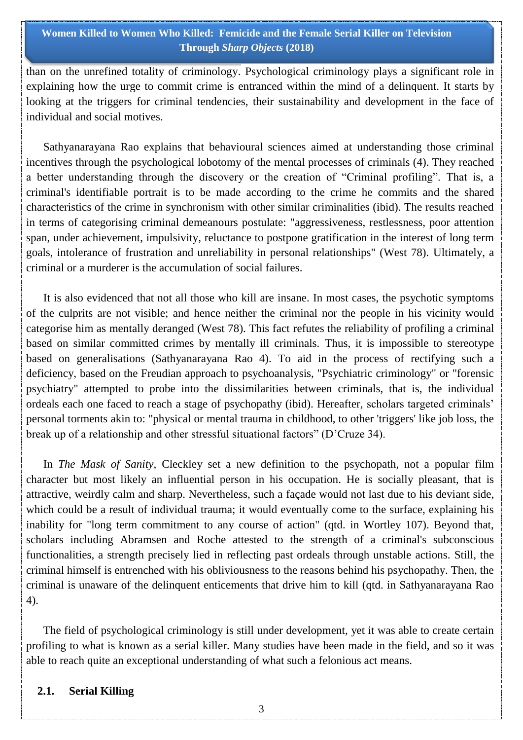than on the unrefined totality of criminology. Psychological criminology plays a significant role in explaining how the urge to commit crime is entranced within the mind of a delinquent. It starts by looking at the triggers for criminal tendencies, their sustainability and development in the face of individual and social motives.

Sathyanarayana Rao explains that behavioural sciences aimed at understanding those criminal incentives through the psychological lobotomy of the mental processes of criminals (4). They reached a better understanding through the discovery or the creation of "Criminal profiling". That is, a criminal's identifiable portrait is to be made according to the crime he commits and the shared characteristics of the crime in synchronism with other similar criminalities (ibid). The results reached in terms of categorising criminal demeanours postulate: "aggressiveness, restlessness, poor attention span, under achievement, impulsivity, reluctance to postpone gratification in the interest of long term goals, intolerance of frustration and unreliability in personal relationships" (West 78). Ultimately, a criminal or a murderer is the accumulation of social failures.

It is also evidenced that not all those who kill are insane. In most cases, the psychotic symptoms of the culprits are not visible; and hence neither the criminal nor the people in his vicinity would categorise him as mentally deranged (West 78). This fact refutes the reliability of profiling a criminal based on similar committed crimes by mentally ill criminals. Thus, it is impossible to stereotype based on generalisations (Sathyanarayana Rao 4). To aid in the process of rectifying such a deficiency, based on the Freudian approach to psychoanalysis, "Psychiatric criminology" or "forensic psychiatry" attempted to probe into the dissimilarities between criminals, that is, the individual ordeals each one faced to reach a stage of psychopathy (ibid). Hereafter, scholars targeted criminals' personal torments akin to: "physical or mental trauma in childhood, to other 'triggers' like job loss, the break up of a relationship and other stressful situational factors" (D'Cruze 34).

In *The Mask of Sanity*, Cleckley set a new definition to the psychopath, not a popular film character but most likely an influential person in his occupation. He is socially pleasant, that is attractive, weirdly calm and sharp. Nevertheless, such a façade would not last due to his deviant side, which could be a result of individual trauma; it would eventually come to the surface, explaining his inability for "long term commitment to any course of action" (qtd. in Wortley 107). Beyond that, scholars including Abramsen and Roche attested to the strength of a criminal's subconscious functionalities, a strength precisely lied in reflecting past ordeals through unstable actions. Still, the criminal himself is entrenched with his obliviousness to the reasons behind his psychopathy. Then, the criminal is unaware of the delinquent enticements that drive him to kill (qtd. in Sathyanarayana Rao 4).

The field of psychological criminology is still under development, yet it was able to create certain profiling to what is known as a serial killer. Many studies have been made in the field, and so it was able to reach quite an exceptional understanding of what such a felonious act means.

## 2.1. Serial Killing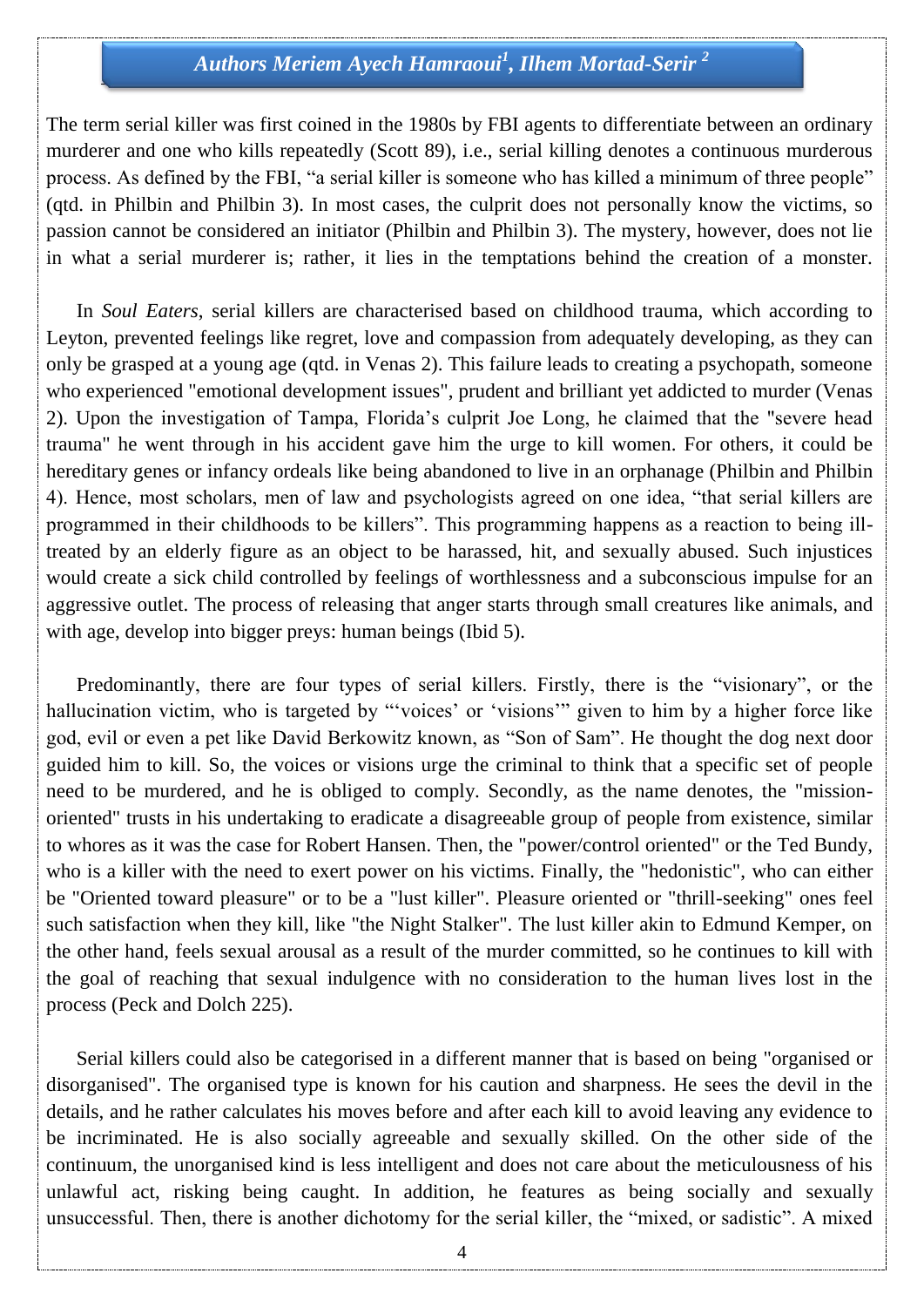The term serial killer was first coined in the 1980s by FBI agents to differentiate between an ordinary murderer and one who kills repeatedly (Scott 89), i.e., serial killing denotes a continuous murderous process. As defined by the FBI, "a serial killer is someone who has killed a minimum of three people" (qtd. in Philbin and Philbin 3). In most cases, the culprit does not personally know the victims, so passion cannot be considered an initiator (Philbin and Philbin 3). The mystery, however, does not lie in what a serial murderer is; rather, it lies in the temptations behind the creation of a monster.

In *Soul Eaters*, serial killers are characterised based on childhood trauma, which according to Leyton, prevented feelings like regret, love and compassion from adequately developing, as they can only be grasped at a young age (qtd. in Venas 2). This failure leads to creating a psychopath, someone who experienced "emotional development issues", prudent and brilliant yet addicted to murder (Venas 2). Upon the investigation of Tampa, Florida's culprit Joe Long, he claimed that the "severe head trauma" he went through in his accident gave him the urge to kill women. For others, it could be hereditary genes or infancy ordeals like being abandoned to live in an orphanage (Philbin and Philbin 4). Hence, most scholars, men of law and psychologists agreed on one idea, "that serial killers are programmed in their childhoods to be killers". This programming happens as a reaction to being ill-treated by an elderly figure as an object to be harassed, hit, and sexually abused. Such injustices would create a sick child controlled by feelings of worthlessness and a subconscious impulse for an aggressive outlet. The process of releasing that anger starts through small creatures like animals, and with age, develop into bigger preys: human beings (Ibid 5).

Predominantly, there are four types of serial killers. Firstly, there is the "visionary", or the hallucination victim, who is targeted by "'voices' or 'visions'" given to him by a higher force like god, evil or even a pet like David Berkowitz known, as "Son of Sam". He thought the dog next door guided him to kill. So, the voices or visions urge the criminal to think that a specific set of people need to be murdered, and he is obliged to comply. Secondly, as the name denotes, the "mission-oriented" trusts in his undertaking to eradicate a disagreeable group of people from existence, similar to whores as it was the case for Robert Hansen. Then, the "power/control oriented" or the Ted Bundy, who is a killer with the need to exert power on his victims. Finally, the "hedonistic", who can either be "Oriented toward pleasure" or to be a "lust killer". Pleasure oriented or "thrill-seeking" ones feel such satisfaction when they kill, like "the Night Stalker". The lust killer akin to Edmund Kemper, on the other hand, feels sexual arousal as a result of the murder committed, so he continues to kill with the goal of reaching that sexual indulgence with no consideration to the human lives lost in the process (Peck and Dolch 225).

Serial killers could also be categorised in a different manner that is based on being "organised or disorganised". The organised type is known for his caution and sharpness. He sees the devil in the details, and he rather calculates his moves before and after each kill to avoid leaving any evidence to be incriminated. He is also socially agreeable and sexually skilled. On the other side of the continuum, the unorganised kind is less intelligent and does not care about the meticulousness of his unlawful act, risking being caught. In addition, he features as being socially and sexually unsuccessful. Then, there is another dichotomy for the serial killer, the "mixed, or sadistic". A mixed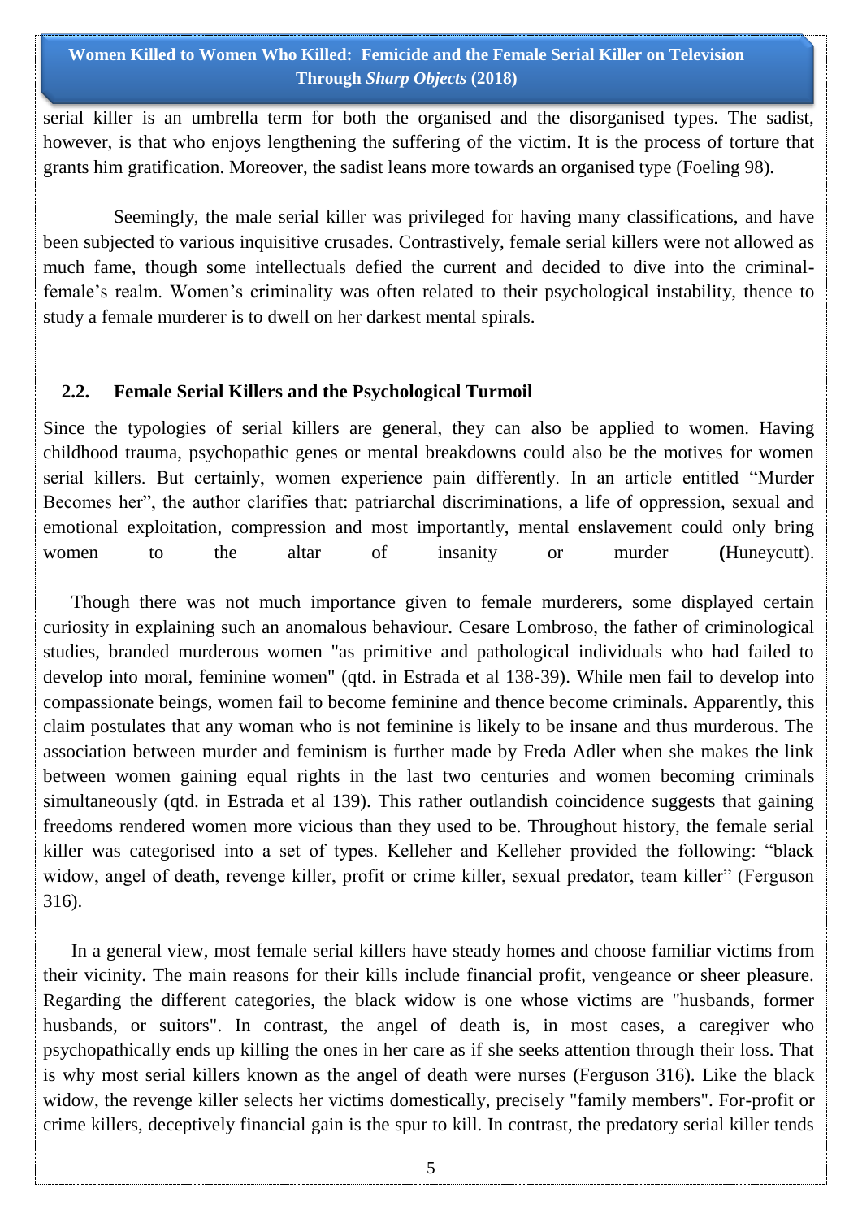serial killer is an umbrella term for both the organised and the disorganised types. The sadist, however, is that who enjoys lengthening the suffering of the victim. It is the process of torture that grants him gratification. Moreover, the sadist leans more towards an organised type (Foeling 98).

Seemingly, the male serial killer was privileged for having many classifications, and have been subjected to various inquisitive crusades. Contrastively, female serial killers were not allowed as much fame, though some intellectuals defied the current and decided to dive into the criminal-female's realm. Women's criminality was often related to their psychological instability, thence to study a female murderer is to dwell on her darkest mental spirals.

## 2.2. Female Serial Killers and the Psychological Turmoil

Since the typologies of serial killers are general, they can also be applied to women. Having childhood trauma, psychopathic genes or mental breakdowns could also be the motives for women serial killers. But certainly, women experience pain differently. In an article entitled "Murder Becomes her", the author clarifies that: patriarchal discriminations, a life of oppression, sexual and emotional exploitation, compression and most importantly, mental enslavement could only bring women to the altar of insanity or murder **(**Huneycutt).

Though there was not much importance given to female murderers, some displayed certain curiosity in explaining such an anomalous behaviour. Cesare Lombroso, the father of criminological studies, branded murderous women "as primitive and pathological individuals who had failed to develop into moral, feminine women" (qtd. in Estrada et al 138-39). While men fail to develop into compassionate beings, women fail to become feminine and thence become criminals. Apparently, this claim postulates that any woman who is not feminine is likely to be insane and thus murderous. The association between murder and feminism is further made by Freda Adler when she makes the link between women gaining equal rights in the last two centuries and women becoming criminals simultaneously (qtd. in Estrada et al 139). This rather outlandish coincidence suggests that gaining freedoms rendered women more vicious than they used to be. Throughout history, the female serial killer was categorised into a set of types. Kelleher and Kelleher provided the following: "black widow, angel of death, revenge killer, profit or crime killer, sexual predator, team killer" (Ferguson 316).

In a general view, most female serial killers have steady homes and choose familiar victims from their vicinity. The main reasons for their kills include financial profit, vengeance or sheer pleasure. Regarding the different categories, the black widow is one whose victims are "husbands, former husbands, or suitors". In contrast, the angel of death is, in most cases, a caregiver who psychopathically ends up killing the ones in her care as if she seeks attention through their loss. That is why most serial killers known as the angel of death were nurses (Ferguson 316). Like the black widow, the revenge killer selects her victims domestically, precisely "family members". For-profit or crime killers, deceptively financial gain is the spur to kill. In contrast, the predatory serial killer tends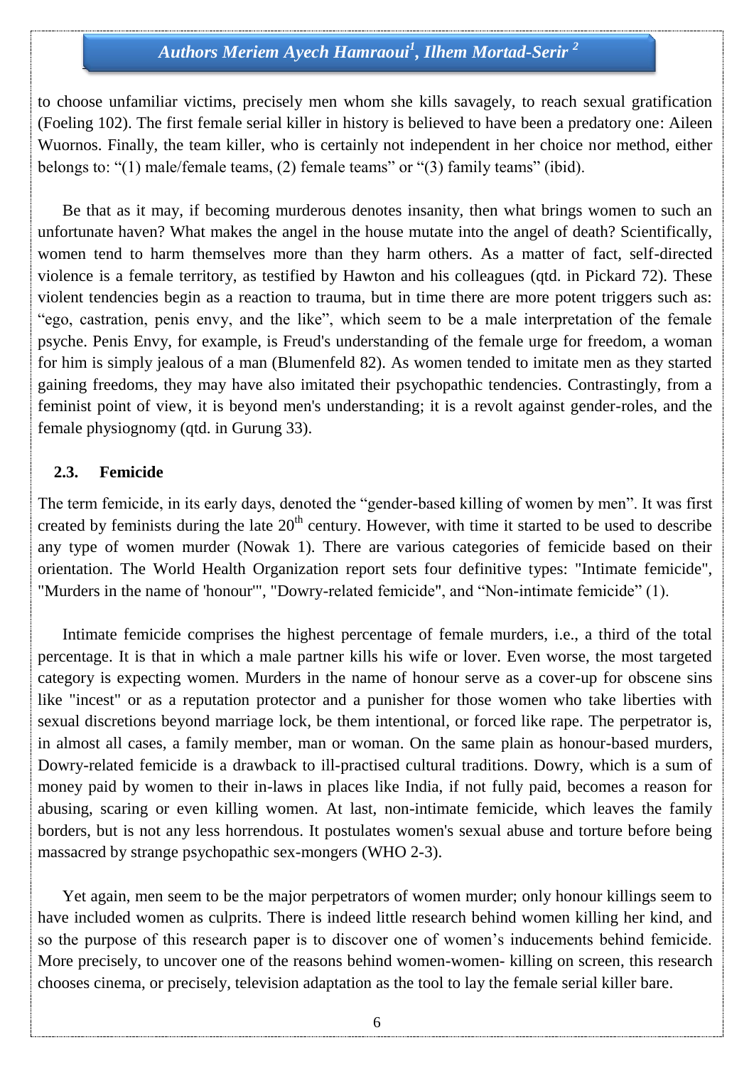to choose unfamiliar victims, precisely men whom she kills savagely, to reach sexual gratification (Foeling 102). The first female serial killer in history is believed to have been a predatory one: Aileen Wuornos. Finally, the team killer, who is certainly not independent in her choice nor method, either belongs to: "(1) male/female teams, (2) female teams" or "(3) family teams" (ibid).

Be that as it may, if becoming murderous denotes insanity, then what brings women to such an unfortunate haven? What makes the angel in the house mutate into the angel of death? Scientifically, women tend to harm themselves more than they harm others. As a matter of fact, self-directed violence is a female territory, as testified by Hawton and his colleagues (qtd. in Pickard 72). These violent tendencies begin as a reaction to trauma, but in time there are more potent triggers such as: "ego, castration, penis envy, and the like", which seem to be a male interpretation of the female psyche. Penis Envy, for example, is Freud's understanding of the female urge for freedom, a woman for him is simply jealous of a man (Blumenfeld 82). As women tended to imitate men as they started gaining freedoms, they may have also imitated their psychopathic tendencies. Contrastingly, from a feminist point of view, it is beyond men's understanding; it is a revolt against gender-roles, and the female physiognomy (qtd. in Gurung 33).

### 2.3. Femicide

The term femicide, in its early days, denoted the "gender-based killing of women by men". It was first created by feminists during the late 20th century. However, with time it started to be used to describe any type of women murder (Nowak 1). There are various categories of femicide based on their orientation. The World Health Organization report sets four definitive types: "Intimate femicide", "Murders in the name of 'honour'", "Dowry-related femicide", and "Non-intimate femicide" (1).

Intimate femicide comprises the highest percentage of female murders, i.e., a third of the total percentage. It is that in which a male partner kills his wife or lover. Even worse, the most targeted category is expecting women. Murders in the name of honour serve as a cover-up for obscene sins like "incest" or as a reputation protector and a punisher for those women who take liberties with sexual discretions beyond marriage lock, be them intentional, or forced like rape. The perpetrator is, in almost all cases, a family member, man or woman. On the same plain as honour-based murders, Dowry-related femicide is a drawback to ill-practised cultural traditions. Dowry, which is a sum of money paid by women to their in-laws in places like India, if not fully paid, becomes a reason for abusing, scaring or even killing women. At last, non-intimate femicide, which leaves the family borders, but is not any less horrendous. It postulates women's sexual abuse and torture before being massacred by strange psychopathic sex-mongers (WHO 2-3).

Yet again, men seem to be the major perpetrators of women murder; only honour killings seem to have included women as culprits. There is indeed little research behind women killing her kind, and so the purpose of this research paper is to discover one of women's inducements behind femicide. More precisely, to uncover one of the reasons behind women-women- killing on screen, this research chooses cinema, or precisely, television adaptation as the tool to lay the female serial killer bare.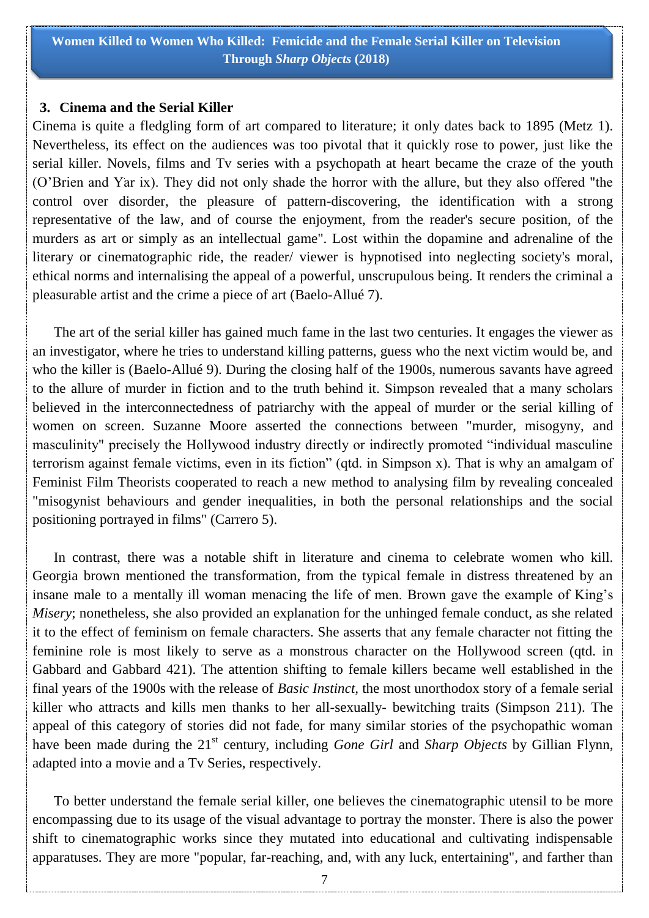## 3. Cinema and the Serial Killer

Cinema is quite a fledgling form of art compared to literature; it only dates back to 1895 (Metz 1). Nevertheless, its effect on the audiences was too pivotal that it quickly rose to power, just like the serial killer. Novels, films and Tv series with a psychopath at heart became the craze of the youth (O'Brien and Yar ix). They did not only shade the horror with the allure, but they also offered "the control over disorder, the pleasure of pattern-discovering, the identification with a strong representative of the law, and of course the enjoyment, from the reader's secure position, of the murders as art or simply as an intellectual game". Lost within the dopamine and adrenaline of the literary or cinematographic ride, the reader/ viewer is hypnotised into neglecting society's moral, ethical norms and internalising the appeal of a powerful, unscrupulous being. It renders the criminal a pleasurable artist and the crime a piece of art (Baelo-Allué 7).

The art of the serial killer has gained much fame in the last two centuries. It engages the viewer as an investigator, where he tries to understand killing patterns, guess who the next victim would be, and who the killer is (Baelo-Allué 9). During the closing half of the 1900s, numerous savants have agreed to the allure of murder in fiction and to the truth behind it. Simpson revealed that a many scholars believed in the interconnectedness of patriarchy with the appeal of murder or the serial killing of women on screen. Suzanne Moore asserted the connections between "murder, misogyny, and masculinity" precisely the Hollywood industry directly or indirectly promoted "individual masculine terrorism against female victims, even in its fiction" (qtd. in Simpson x). That is why an amalgam of Feminist Film Theorists cooperated to reach a new method to analysing film by revealing concealed "misogynist behaviours and gender inequalities, in both the personal relationships and the social positioning portrayed in films" (Carrero 5).

In contrast, there was a notable shift in literature and cinema to celebrate women who kill. Georgia brown mentioned the transformation, from the typical female in distress threatened by an insane male to a mentally ill woman menacing the life of men. Brown gave the example of King's *Misery*; nonetheless, she also provided an explanation for the unhinged female conduct, as she related it to the effect of feminism on female characters. She asserts that any female character not fitting the feminine role is most likely to serve as a monstrous character on the Hollywood screen (qtd. in Gabbard and Gabbard 421). The attention shifting to female killers became well established in the final years of the 1900s with the release of *Basic Instinct,* the most unorthodox story of a female serial killer who attracts and kills men thanks to her all-sexually- bewitching traits (Simpson 211). The appeal of this category of stories did not fade, for many similar stories of the psychopathic woman have been made during the 21st century, including *Gone Girl* and *Sharp Objects* by Gillian Flynn, adapted into a movie and a Tv Series, respectively.

To better understand the female serial killer, one believes the cinematographic utensil to be more encompassing due to its usage of the visual advantage to portray the monster. There is also the power shift to cinematographic works since they mutated into educational and cultivating indispensable apparatuses. They are more "popular, far-reaching, and, with any luck, entertaining", and farther than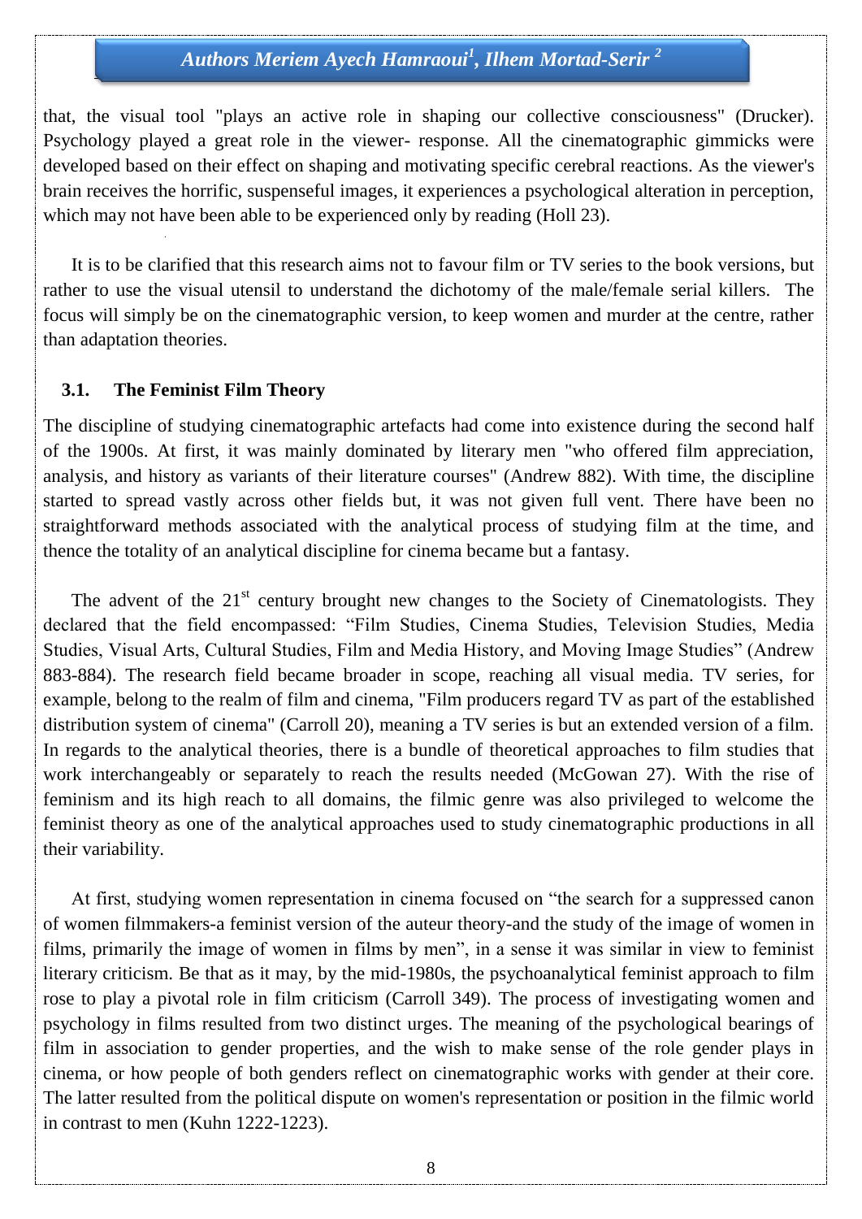that, the visual tool "plays an active role in shaping our collective consciousness" (Drucker). Psychology played a great role in the viewer- response. All the cinematographic gimmicks were developed based on their effect on shaping and motivating specific cerebral reactions. As the viewer's brain receives the horrific, suspenseful images, it experiences a psychological alteration in perception, which may not have been able to be experienced only by reading (Holl 23).

It is to be clarified that this research aims not to favour film or TV series to the book versions, but rather to use the visual utensil to understand the dichotomy of the male/female serial killers. The focus will simply be on the cinematographic version, to keep women and murder at the centre, rather than adaptation theories.

### 3.1. The Feminist Film Theory

The discipline of studying cinematographic artefacts had come into existence during the second half of the 1900s. At first, it was mainly dominated by literary men "who offered film appreciation, analysis, and history as variants of their literature courses" (Andrew 882). With time, the discipline started to spread vastly across other fields but, it was not given full vent. There have been no straightforward methods associated with the analytical process of studying film at the time, and thence the totality of an analytical discipline for cinema became but a fantasy.

The advent of the 21st century brought new changes to the Society of Cinematologists. They declared that the field encompassed: "Film Studies, Cinema Studies, Television Studies, Media Studies, Visual Arts, Cultural Studies, Film and Media History, and Moving Image Studies" (Andrew 883-884). The research field became broader in scope, reaching all visual media. TV series, for example, belong to the realm of film and cinema, "Film producers regard TV as part of the established distribution system of cinema" (Carroll 20), meaning a TV series is but an extended version of a film. In regards to the analytical theories, there is a bundle of theoretical approaches to film studies that work interchangeably or separately to reach the results needed (McGowan 27). With the rise of feminism and its high reach to all domains, the filmic genre was also privileged to welcome the feminist theory as one of the analytical approaches used to study cinematographic productions in all their variability.

At first, studying women representation in cinema focused on "the search for a suppressed canon of women filmmakers-a feminist version of the auteur theory-and the study of the image of women in films, primarily the image of women in films by men", in a sense it was similar in view to feminist literary criticism. Be that as it may, by the mid-1980s, the psychoanalytical feminist approach to film rose to play a pivotal role in film criticism (Carroll 349). The process of investigating women and psychology in films resulted from two distinct urges. The meaning of the psychological bearings of film in association to gender properties, and the wish to make sense of the role gender plays in cinema, or how people of both genders reflect on cinematographic works with gender at their core. The latter resulted from the political dispute on women's representation or position in the filmic world in contrast to men (Kuhn 1222-1223).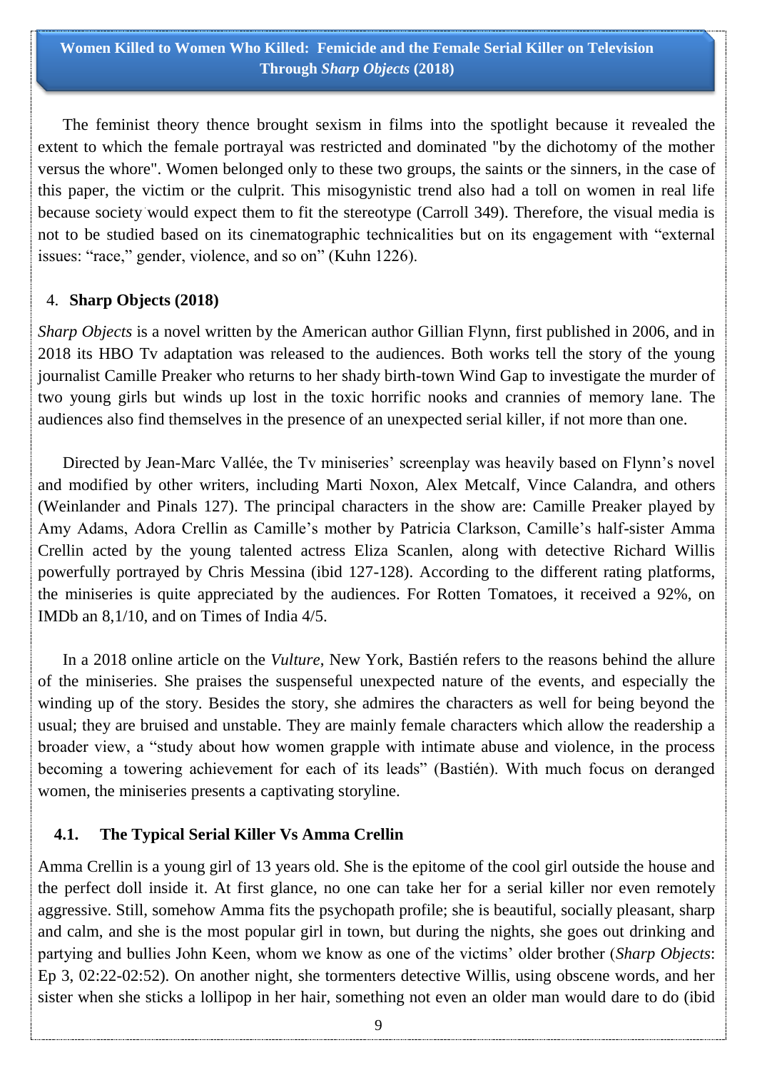The feminist theory thence brought sexism in films into the spotlight because it revealed the extent to which the female portrayal was restricted and dominated "by the dichotomy of the mother versus the whore". Women belonged only to these two groups, the saints or the sinners, in the case of this paper, the victim or the culprit. This misogynistic trend also had a toll on women in real life because society would expect them to fit the stereotype (Carroll 349). Therefore, the visual media is not to be studied based on its cinematographic technicalities but on its engagement with "external issues: "race," gender, violence, and so on" (Kuhn 1226).

## 4. Sharp Objects (2018)

*Sharp Objects* is a novel written by the American author Gillian Flynn, first published in 2006, and in 2018 its HBO Tv adaptation was released to the audiences. Both works tell the story of the young journalist Camille Preaker who returns to her shady birth-town Wind Gap to investigate the murder of two young girls but winds up lost in the toxic horrific nooks and crannies of memory lane. The audiences also find themselves in the presence of an unexpected serial killer, if not more than one.

Directed by Jean-Marc Vallée, the Tv miniseries' screenplay was heavily based on Flynn's novel and modified by other writers, including Marti Noxon, Alex Metcalf, Vince Calandra, and others (Weinlander and Pinals 127). The principal characters in the show are: Camille Preaker played by Amy Adams, Adora Crellin as Camille's mother by Patricia Clarkson, Camille's half-sister Amma Crellin acted by the young talented actress Eliza Scanlen, along with detective Richard Willis powerfully portrayed by Chris Messina (ibid 127-128). According to the different rating platforms, the miniseries is quite appreciated by the audiences. For Rotten Tomatoes, it received a 92%, on IMDb an 8,1/10, and on Times of India 4/5.

In a 2018 online article on the *Vulture*, New York, Bastién refers to the reasons behind the allure of the miniseries. She praises the suspenseful unexpected nature of the events, and especially the winding up of the story. Besides the story, she admires the characters as well for being beyond the usual; they are bruised and unstable. They are mainly female characters which allow the readership a broader view, a "study about how women grapple with intimate abuse and violence, in the process becoming a towering achievement for each of its leads" (Bastién). With much focus on deranged women, the miniseries presents a captivating storyline.

### 4.1. The Typical Serial Killer Vs Amma Crellin

Amma Crellin is a young girl of 13 years old. She is the epitome of the cool girl outside the house and the perfect doll inside it. At first glance, no one can take her for a serial killer nor even remotely aggressive. Still, somehow Amma fits the psychopath profile; she is beautiful, socially pleasant, sharp and calm, and she is the most popular girl in town, but during the nights, she goes out drinking and partying and bullies John Keen, whom we know as one of the victims' older brother (*Sharp Objects*: Ep 3, 02:22-02:52). On another night, she tormenters detective Willis, using obscene words, and her sister when she sticks a lollipop in her hair, something not even an older man would dare to do (ibid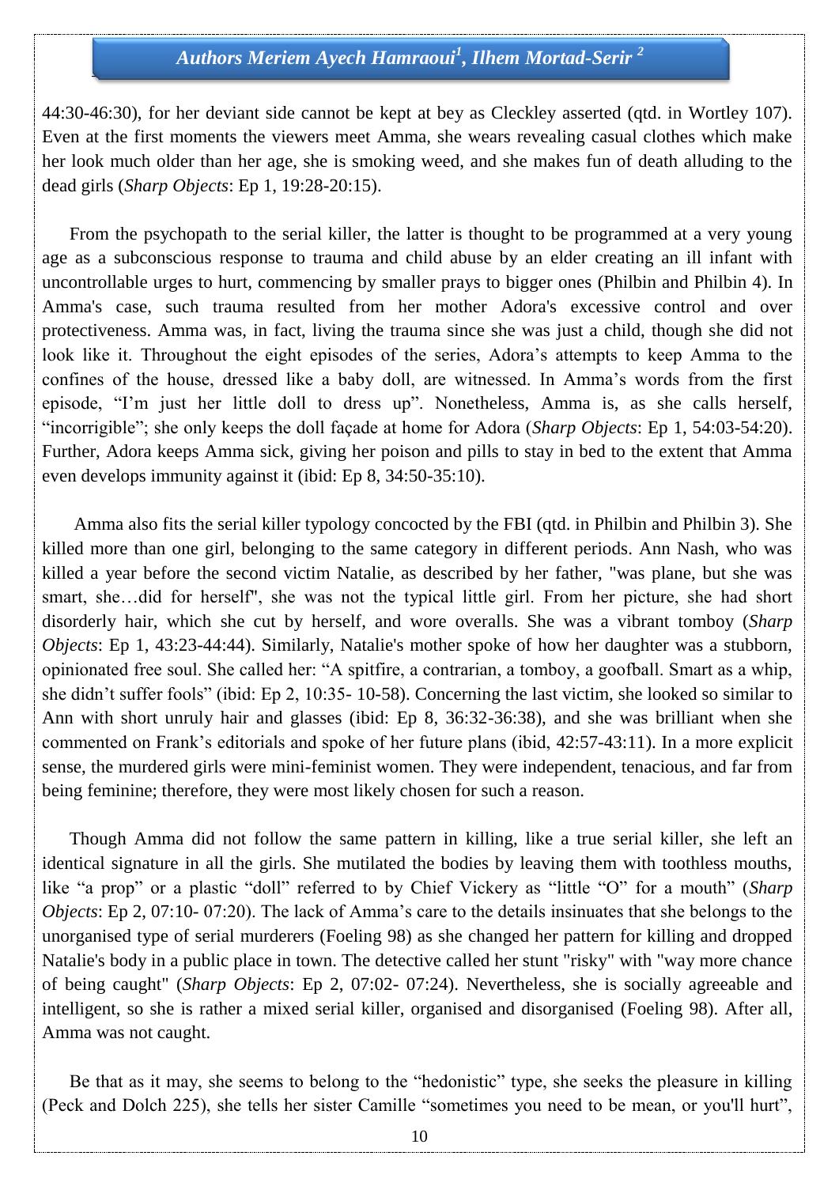44:30-46:30), for her deviant side cannot be kept at bey as Cleckley asserted (qtd. in Wortley 107). Even at the first moments the viewers meet Amma, she wears revealing casual clothes which make her look much older than her age, she is smoking weed, and she makes fun of death alluding to the dead girls (*Sharp Objects*: Ep 1, 19:28-20:15).

From the psychopath to the serial killer, the latter is thought to be programmed at a very young age as a subconscious response to trauma and child abuse by an elder creating an ill infant with uncontrollable urges to hurt, commencing by smaller prays to bigger ones (Philbin and Philbin 4). In Amma's case, such trauma resulted from her mother Adora's excessive control and over protectiveness. Amma was, in fact, living the trauma since she was just a child, though she did not look like it. Throughout the eight episodes of the series, Adora's attempts to keep Amma to the confines of the house, dressed like a baby doll, are witnessed. In Amma's words from the first episode, "I'm just her little doll to dress up". Nonetheless, Amma is, as she calls herself, "incorrigible"; she only keeps the doll façade at home for Adora (*Sharp Objects*: Ep 1, 54:03-54:20). Further, Adora keeps Amma sick, giving her poison and pills to stay in bed to the extent that Amma even develops immunity against it (ibid: Ep 8, 34:50-35:10).

Amma also fits the serial killer typology concocted by the FBI (qtd. in Philbin and Philbin 3). She killed more than one girl, belonging to the same category in different periods. Ann Nash, who was killed a year before the second victim Natalie, as described by her father, "was plane, but she was smart, she…did for herself", she was not the typical little girl. From her picture, she had short disorderly hair, which she cut by herself, and wore overalls. She was a vibrant tomboy (*Sharp Objects*: Ep 1, 43:23-44:44). Similarly, Natalie's mother spoke of how her daughter was a stubborn, opinionated free soul. She called her: "A spitfire, a contrarian, a tomboy, a goofball. Smart as a whip, she didn't suffer fools" (ibid: Ep 2, 10:35- 10-58). Concerning the last victim, she looked so similar to Ann with short unruly hair and glasses (ibid: Ep 8, 36:32-36:38), and she was brilliant when she commented on Frank's editorials and spoke of her future plans (ibid, 42:57-43:11). In a more explicit sense, the murdered girls were mini-feminist women. They were independent, tenacious, and far from being feminine; therefore, they were most likely chosen for such a reason.

Though Amma did not follow the same pattern in killing, like a true serial killer, she left an identical signature in all the girls. She mutilated the bodies by leaving them with toothless mouths, like "a prop" or a plastic "doll" referred to by Chief Vickery as "little "O" for a mouth" (*Sharp Objects*: Ep 2, 07:10- 07:20). The lack of Amma's care to the details insinuates that she belongs to the unorganised type of serial murderers (Foeling 98) as she changed her pattern for killing and dropped Natalie's body in a public place in town. The detective called her stunt "risky" with "way more chance of being caught" (*Sharp Objects*: Ep 2, 07:02- 07:24). Nevertheless, she is socially agreeable and intelligent, so she is rather a mixed serial killer, organised and disorganised (Foeling 98). After all, Amma was not caught.

Be that as it may, she seems to belong to the "hedonistic" type, she seeks the pleasure in killing (Peck and Dolch 225), she tells her sister Camille "sometimes you need to be mean, or you'll hurt",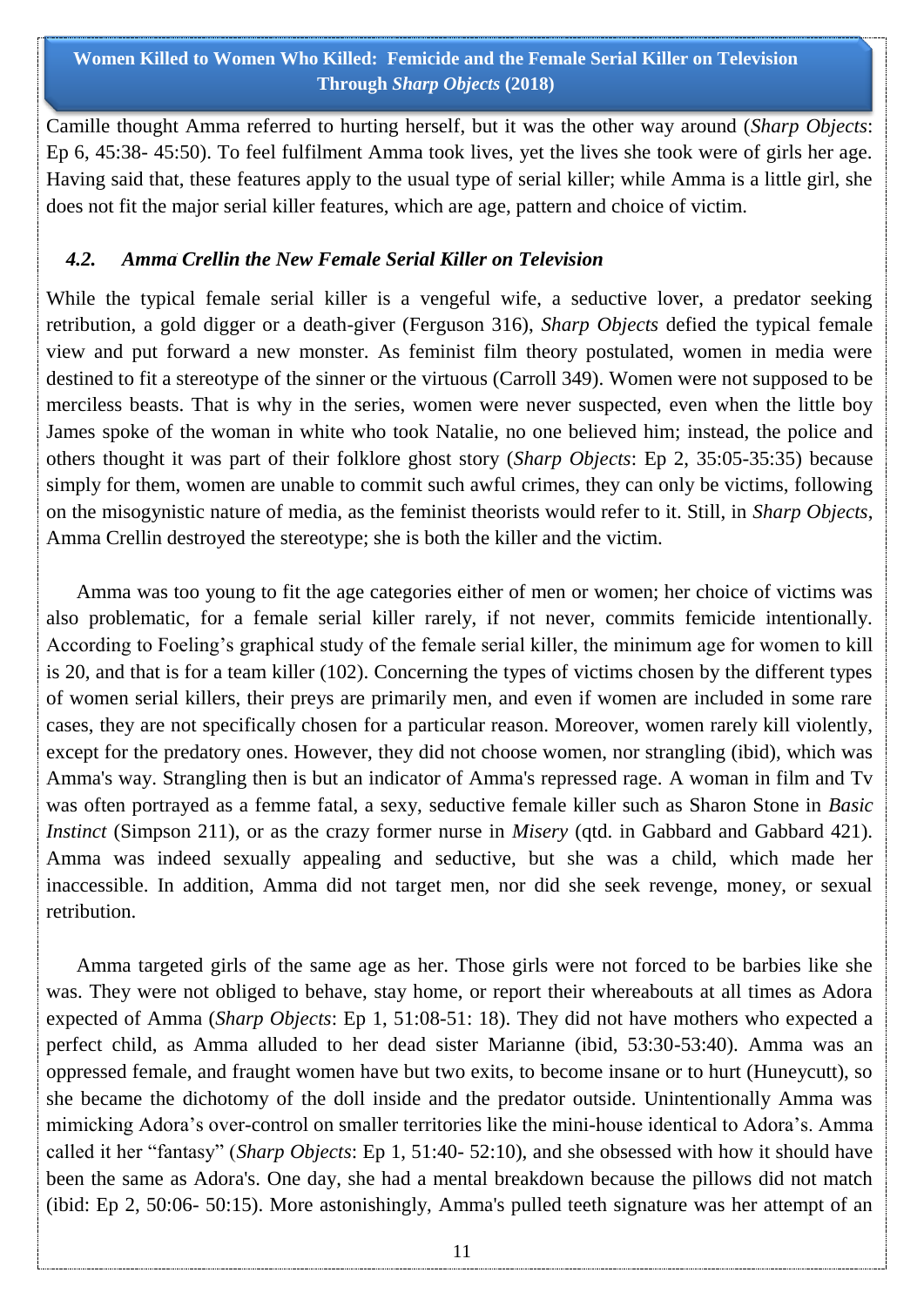Camille thought Amma referred to hurting herself, but it was the other way around (*Sharp Objects*: Ep 6, 45:38- 45:50). To feel fulfilment Amma took lives, yet the lives she took were of girls her age. Having said that, these features apply to the usual type of serial killer; while Amma is a little girl, she does not fit the major serial killer features, which are age, pattern and choice of victim.

### *4.2. Amma Crellin the New Female Serial Killer on Television*

While the typical female serial killer is a vengeful wife, a seductive lover, a predator seeking retribution, a gold digger or a death-giver (Ferguson 316), *Sharp Objects* defied the typical female view and put forward a new monster. As feminist film theory postulated, women in media were destined to fit a stereotype of the sinner or the virtuous (Carroll 349). Women were not supposed to be merciless beasts. That is why in the series, women were never suspected, even when the little boy James spoke of the woman in white who took Natalie, no one believed him; instead, the police and others thought it was part of their folklore ghost story (*Sharp Objects*: Ep 2, 35:05-35:35) because simply for them, women are unable to commit such awful crimes, they can only be victims, following on the misogynistic nature of media, as the feminist theorists would refer to it. Still, in *Sharp Objects*, Amma Crellin destroyed the stereotype; she is both the killer and the victim.

Amma was too young to fit the age categories either of men or women; her choice of victims was also problematic, for a female serial killer rarely, if not never, commits femicide intentionally. According to Foeling's graphical study of the female serial killer, the minimum age for women to kill is 20, and that is for a team killer (102). Concerning the types of victims chosen by the different types of women serial killers, their preys are primarily men, and even if women are included in some rare cases, they are not specifically chosen for a particular reason. Moreover, women rarely kill violently, except for the predatory ones. However, they did not choose women, nor strangling (ibid), which was Amma's way. Strangling then is but an indicator of Amma's repressed rage. A woman in film and Tv was often portrayed as a femme fatal, a sexy, seductive female killer such as Sharon Stone in *Basic Instinct* (Simpson 211), or as the crazy former nurse in *Misery* (qtd. in Gabbard and Gabbard 421). Amma was indeed sexually appealing and seductive, but she was a child, which made her inaccessible. In addition, Amma did not target men, nor did she seek revenge, money, or sexual retribution.

Amma targeted girls of the same age as her. Those girls were not forced to be barbies like she was. They were not obliged to behave, stay home, or report their whereabouts at all times as Adora expected of Amma (*Sharp Objects*: Ep 1, 51:08-51: 18). They did not have mothers who expected a perfect child, as Amma alluded to her dead sister Marianne (ibid, 53:30-53:40). Amma was an oppressed female, and fraught women have but two exits, to become insane or to hurt (Huneycutt), so she became the dichotomy of the doll inside and the predator outside. Unintentionally Amma was mimicking Adora's over-control on smaller territories like the mini-house identical to Adora's. Amma called it her "fantasy" (*Sharp Objects*: Ep 1, 51:40- 52:10), and she obsessed with how it should have been the same as Adora's. One day, she had a mental breakdown because the pillows did not match (ibid: Ep 2, 50:06- 50:15). More astonishingly, Amma's pulled teeth signature was her attempt of an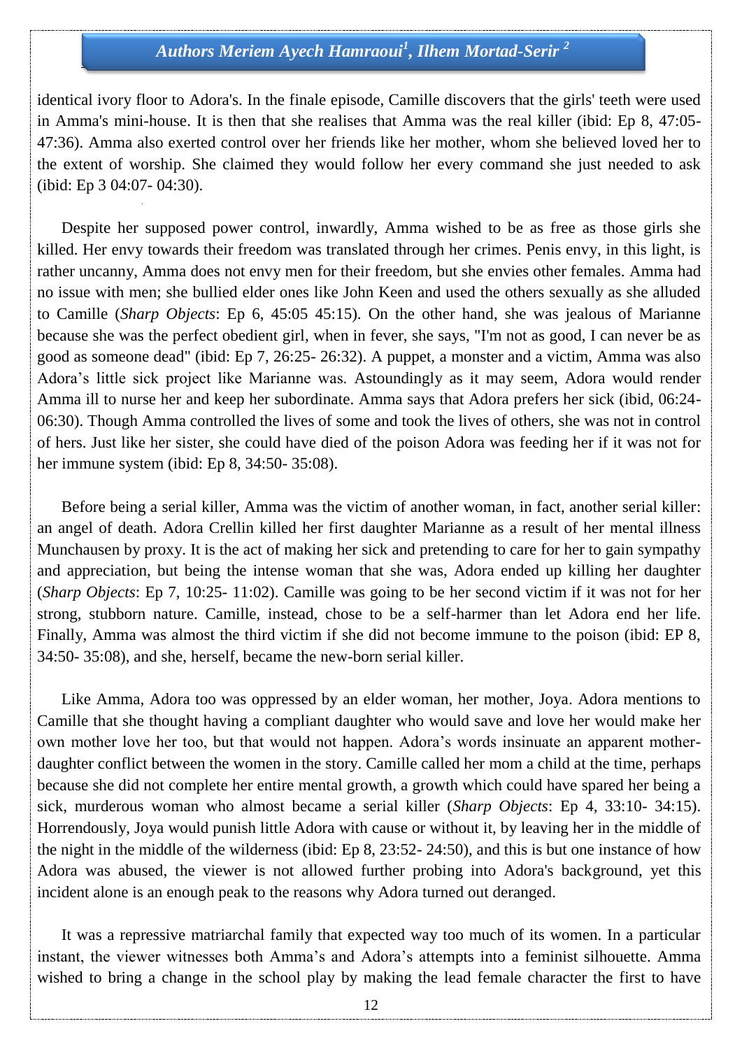identical ivory floor to Adora's. In the finale episode, Camille discovers that the girls' teeth were used in Amma's mini-house. It is then that she realises that Amma was the real killer (ibid: Ep 8, 47:05- 47:36). Amma also exerted control over her friends like her mother, whom she believed loved her to the extent of worship. She claimed they would follow her every command she just needed to ask (ibid: Ep 3 04:07- 04:30).

Despite her supposed power control, inwardly, Amma wished to be as free as those girls she killed. Her envy towards their freedom was translated through her crimes. Penis envy, in this light, is rather uncanny, Amma does not envy men for their freedom, but she envies other females. Amma had no issue with men; she bullied elder ones like John Keen and used the others sexually as she alluded to Camille (*Sharp Objects*: Ep 6, 45:05 45:15). On the other hand, she was jealous of Marianne because she was the perfect obedient girl, when in fever, she says, "I'm not as good, I can never be as good as someone dead" (ibid: Ep 7, 26:25- 26:32). A puppet, a monster and a victim, Amma was also Adora's little sick project like Marianne was. Astoundingly as it may seem, Adora would render Amma ill to nurse her and keep her subordinate. Amma says that Adora prefers her sick (ibid, 06:24- 06:30). Though Amma controlled the lives of some and took the lives of others, she was not in control of hers. Just like her sister, she could have died of the poison Adora was feeding her if it was not for her immune system (ibid: Ep 8, 34:50- 35:08).

Before being a serial killer, Amma was the victim of another woman, in fact, another serial killer: an angel of death. Adora Crellin killed her first daughter Marianne as a result of her mental illness Munchausen by proxy. It is the act of making her sick and pretending to care for her to gain sympathy and appreciation, but being the intense woman that she was, Adora ended up killing her daughter (*Sharp Objects*: Ep 7, 10:25- 11:02). Camille was going to be her second victim if it was not for her strong, stubborn nature. Camille, instead, chose to be a self-harmer than let Adora end her life. Finally, Amma was almost the third victim if she did not become immune to the poison (ibid: EP 8, 34:50- 35:08), and she, herself, became the new-born serial killer.

Like Amma, Adora too was oppressed by an elder woman, her mother, Joya. Adora mentions to Camille that she thought having a compliant daughter who would save and love her would make her own mother love her too, but that would not happen. Adora's words insinuate an apparent mother-daughter conflict between the women in the story. Camille called her mom a child at the time, perhaps because she did not complete her entire mental growth, a growth which could have spared her being a sick, murderous woman who almost became a serial killer (*Sharp Objects*: Ep 4, 33:10- 34:15). Horrendously, Joya would punish little Adora with cause or without it, by leaving her in the middle of the night in the middle of the wilderness (ibid: Ep 8, 23:52- 24:50), and this is but one instance of how Adora was abused, the viewer is not allowed further probing into Adora's background, yet this incident alone is an enough peak to the reasons why Adora turned out deranged.

It was a repressive matriarchal family that expected way too much of its women. In a particular instant, the viewer witnesses both Amma's and Adora's attempts into a feminist silhouette. Amma wished to bring a change in the school play by making the lead female character the first to have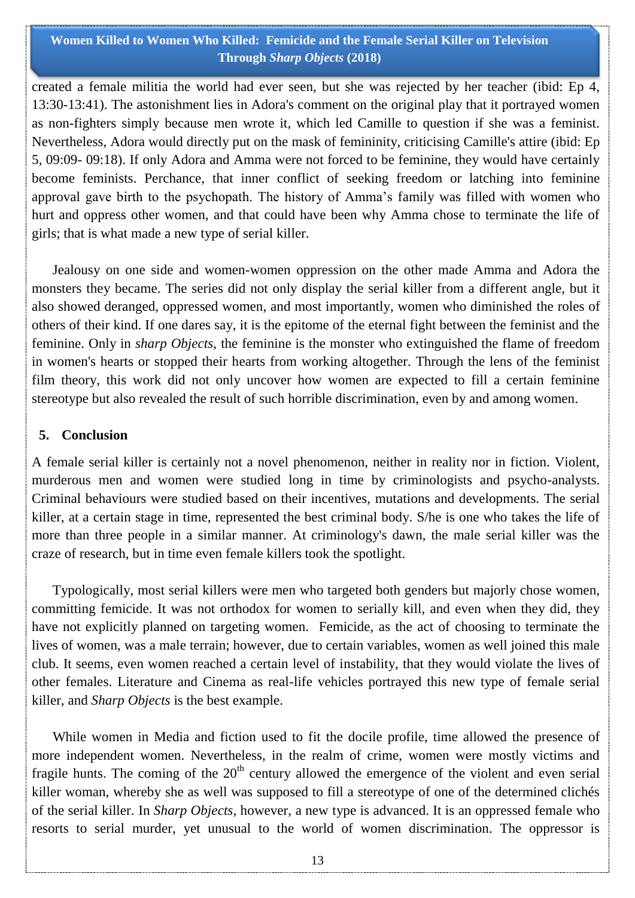created a female militia the world had ever seen, but she was rejected by her teacher (ibid: Ep 4, 13:30-13:41). The astonishment lies in Adora's comment on the original play that it portrayed women as non-fighters simply because men wrote it, which led Camille to question if she was a feminist. Nevertheless, Adora would directly put on the mask of femininity, criticising Camille's attire (ibid: Ep 5, 09:09- 09:18). If only Adora and Amma were not forced to be feminine, they would have certainly become feminists. Perchance, that inner conflict of seeking freedom or latching into feminine approval gave birth to the psychopath. The history of Amma's family was filled with women who hurt and oppress other women, and that could have been why Amma chose to terminate the life of girls; that is what made a new type of serial killer.

Jealousy on one side and women-women oppression on the other made Amma and Adora the monsters they became. The series did not only display the serial killer from a different angle, but it also showed deranged, oppressed women, and most importantly, women who diminished the roles of others of their kind. If one dares say, it is the epitome of the eternal fight between the feminist and the feminine. Only in *sharp Objects*, the feminine is the monster who extinguished the flame of freedom in women's hearts or stopped their hearts from working altogether. Through the lens of the feminist film theory, this work did not only uncover how women are expected to fill a certain feminine stereotype but also revealed the result of such horrible discrimination, even by and among women.

## 5. Conclusion

A female serial killer is certainly not a novel phenomenon, neither in reality nor in fiction. Violent, murderous men and women were studied long in time by criminologists and psycho-analysts. Criminal behaviours were studied based on their incentives, mutations and developments. The serial killer, at a certain stage in time, represented the best criminal body. S/he is one who takes the life of more than three people in a similar manner. At criminology's dawn, the male serial killer was the craze of research, but in time even female killers took the spotlight.

Typologically, most serial killers were men who targeted both genders but majorly chose women, committing femicide. It was not orthodox for women to serially kill, and even when they did, they have not explicitly planned on targeting women. Femicide, as the act of choosing to terminate the lives of women, was a male terrain; however, due to certain variables, women as well joined this male club. It seems, even women reached a certain level of instability, that they would violate the lives of other females. Literature and Cinema as real-life vehicles portrayed this new type of female serial killer, and *Sharp Objects* is the best example.

While women in Media and fiction used to fit the docile profile, time allowed the presence of more independent women. Nevertheless, in the realm of crime, women were mostly victims and fragile hunts. The coming of the 20th century allowed the emergence of the violent and even serial killer woman, whereby she as well was supposed to fill a stereotype of one of the determined clichés of the serial killer. In *Sharp Objects*, however, a new type is advanced. It is an oppressed female who resorts to serial murder, yet unusual to the world of women discrimination. The oppressor is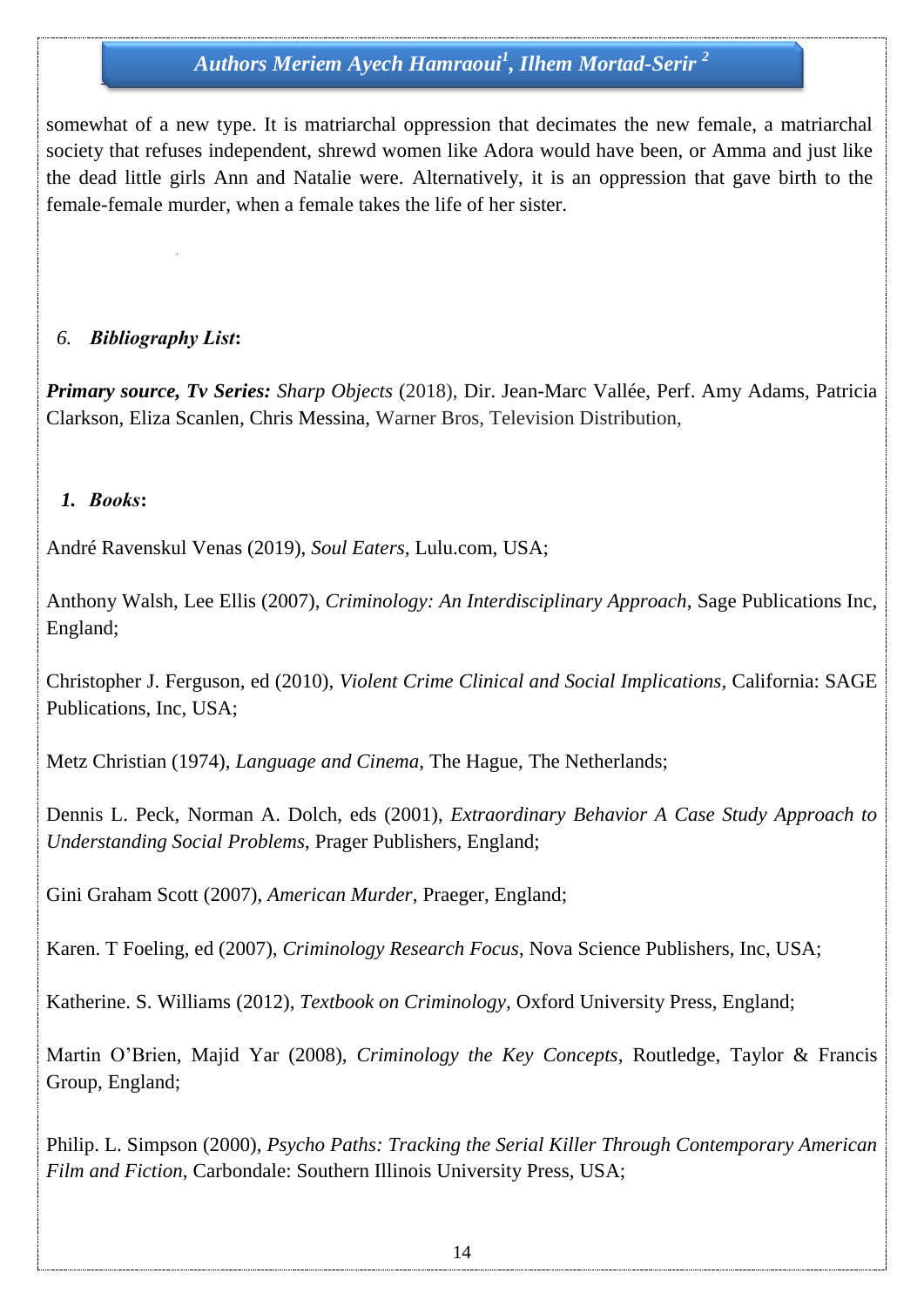somewhat of a new type. It is matriarchal oppression that decimates the new female, a matriarchal society that refuses independent, shrewd women like Adora would have been, or Amma and just like the dead little girls Ann and Natalie were. Alternatively, it is an oppression that gave birth to the female-female murder, when a female takes the life of her sister.

## 6. *Bibliography List*:

***Primary source, Tv Series:*** *Sharp Objects* (2018), Dir. Jean-Marc Vallée, Perf. Amy Adams, Patricia Clarkson, Eliza Scanlen, Chris Messina, Warner Bros, Television Distribution,

### 1. *Books*:

André Ravenskul Venas (2019), *Soul Eaters*, Lulu.com, USA;

Anthony Walsh, Lee Ellis (2007), *Criminology: An Interdisciplinary Approach*, Sage Publications Inc, England;

Christopher J. Ferguson, ed (2010), *Violent Crime Clinical and Social Implications*, California: SAGE Publications, Inc, USA;

Metz Christian (1974), *Language and Cinema*, The Hague, The Netherlands;

Dennis L. Peck, Norman A. Dolch, eds (2001), *Extraordinary Behavior A Case Study Approach to Understanding Social Problems*, Prager Publishers, England;

Gini Graham Scott (2007), *American Murder*, Praeger, England;

Karen. T Foeling, ed (2007), *Criminology Research Focus*, Nova Science Publishers, Inc, USA;

Katherine. S. Williams (2012), *Textbook on Criminology*, Oxford University Press, England;

Martin O'Brien, Majid Yar (2008), *Criminology the Key Concepts*, Routledge, Taylor & Francis Group, England;

Philip. L. Simpson (2000), *Psycho Paths: Tracking the Serial Killer Through Contemporary American Film and Fiction*, Carbondale: Southern Illinois University Press, USA;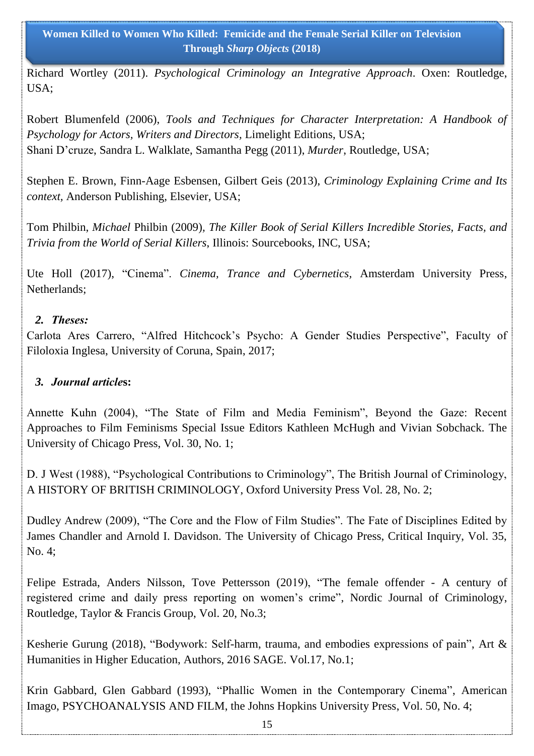Richard Wortley (2011). *Psychological Criminology an Integrative Approach*. Oxen: Routledge, USA;

Robert Blumenfeld (2006), *Tools and Techniques for Character Interpretation: A Handbook of Psychology for Actors, Writers and Directors*, Limelight Editions, USA;
Shani D'cruze, Sandra L. Walklate, Samantha Pegg (2011), *Murder*, Routledge, USA;

Stephen E. Brown, Finn-Aage Esbensen, Gilbert Geis (2013), *Criminology Explaining Crime and Its context,* Anderson Publishing, Elsevier, USA;

Tom Philbin, *Michael* Philbin (2009), *The Killer Book of Serial Killers Incredible Stories, Facts, and Trivia from the World of Serial Killers*, Illinois: Sourcebooks, INC, USA;

Ute Holl (2017), "Cinema". *Cinema, Trance and Cybernetics*, Amsterdam University Press, Netherlands;

### 2. Theses:

Carlota Ares Carrero, "Alfred Hitchcock's Psycho: A Gender Studies Perspective", Faculty of Filoloxia Inglesa, University of Coruna, Spain, 2017;

### 3. Journal articles:

Annette Kuhn (2004), "The State of Film and Media Feminism", Beyond the Gaze: Recent Approaches to Film Feminisms Special Issue Editors Kathleen McHugh and Vivian Sobchack. The University of Chicago Press, Vol. 30, No. 1;

D. J West (1988), "Psychological Contributions to Criminology", The British Journal of Criminology, A HISTORY OF BRITISH CRIMINOLOGY, Oxford University Press Vol. 28, No. 2;

Dudley Andrew (2009), "The Core and the Flow of Film Studies". The Fate of Disciplines Edited by James Chandler and Arnold I. Davidson. The University of Chicago Press, Critical Inquiry, Vol. 35, No. 4;

Felipe Estrada, Anders Nilsson, Tove Pettersson (2019), "The female offender - A century of registered crime and daily press reporting on women's crime", Nordic Journal of Criminology, Routledge, Taylor & Francis Group, Vol. 20, No.3;

Kesherie Gurung (2018), "Bodywork: Self-harm, trauma, and embodies expressions of pain", Art & Humanities in Higher Education, Authors, 2016 SAGE. Vol.17, No.1;

Krin Gabbard, Glen Gabbard (1993), "Phallic Women in the Contemporary Cinema", American Imago, PSYCHOANALYSIS AND FILM, the Johns Hopkins University Press, Vol. 50, No. 4;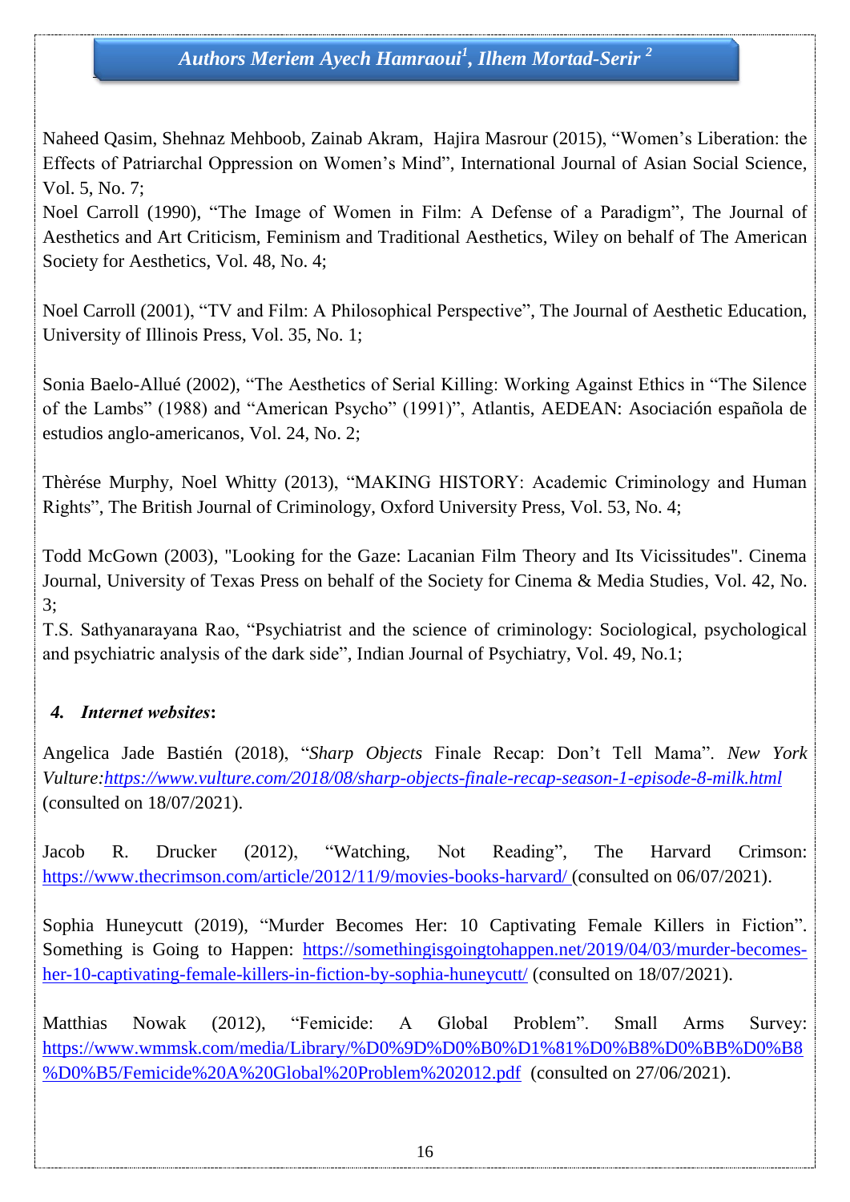Naheed Qasim, Shehnaz Mehboob, Zainab Akram, Hajira Masrour (2015), “Women’s Liberation: the Effects of Patriarchal Oppression on Women’s Mind”, International Journal of Asian Social Science, Vol. 5, No. 7;

Noel Carroll (1990), “The Image of Women in Film: A Defense of a Paradigm”, The Journal of Aesthetics and Art Criticism, Feminism and Traditional Aesthetics, Wiley on behalf of The American Society for Aesthetics, Vol. 48, No. 4;

Noel Carroll (2001), “TV and Film: A Philosophical Perspective”, The Journal of Aesthetic Education, University of Illinois Press, Vol. 35, No. 1;

Sonia Baelo-Allué (2002), “The Aesthetics of Serial Killing: Working Against Ethics in “The Silence of the Lambs” (1988) and “American Psycho” (1991)”, Atlantis, AEDEAN: Asociación española de estudios anglo-americanos, Vol. 24, No. 2;

Thèrése Murphy, Noel Whitty (2013), “MAKING HISTORY: Academic Criminology and Human Rights”, The British Journal of Criminology, Oxford University Press, Vol. 53, No. 4;

Todd McGown (2003), "Looking for the Gaze: Lacanian Film Theory and Its Vicissitudes". Cinema Journal, University of Texas Press on behalf of the Society for Cinema & Media Studies, Vol. 42, No. 3;

T.S. Sathyanarayana Rao, “Psychiatrist and the science of criminology: Sociological, psychological and psychiatric analysis of the dark side”, Indian Journal of Psychiatry, Vol. 49, No.1;

### 4. *Internet websites*:

Angelica Jade Bastién (2018), “*Sharp Objects* Finale Recap: Don’t Tell Mama”. *New York Vulture:https://www.vulture.com/2018/08/sharp-objects-finale-recap-season-1-episode-8-milk.html* (consulted on 18/07/2021).

Jacob R. Drucker (2012), “Watching, Not Reading”, The Harvard Crimson: https://www.thecrimson.com/article/2012/11/9/movies-books-harvard/ (consulted on 06/07/2021).

Sophia Huneycutt (2019), “Murder Becomes Her: 10 Captivating Female Killers in Fiction”. Something is Going to Happen: https://somethingisgoingtohappen.net/2019/04/03/murder-becomes-her-10-captivating-female-killers-in-fiction-by-sophia-huneycutt/ (consulted on 18/07/2021).

Matthias Nowak (2012), “Femicide: A Global Problem”. Small Arms Survey: https://www.wmmsk.com/media/Library/%D0%9D%D0%B0%D1%81%D0%B8%D0%BB%D0%B8%D0%B5/Femicide%20A%20Global%20Problem%202012.pdf (consulted on 27/06/2021).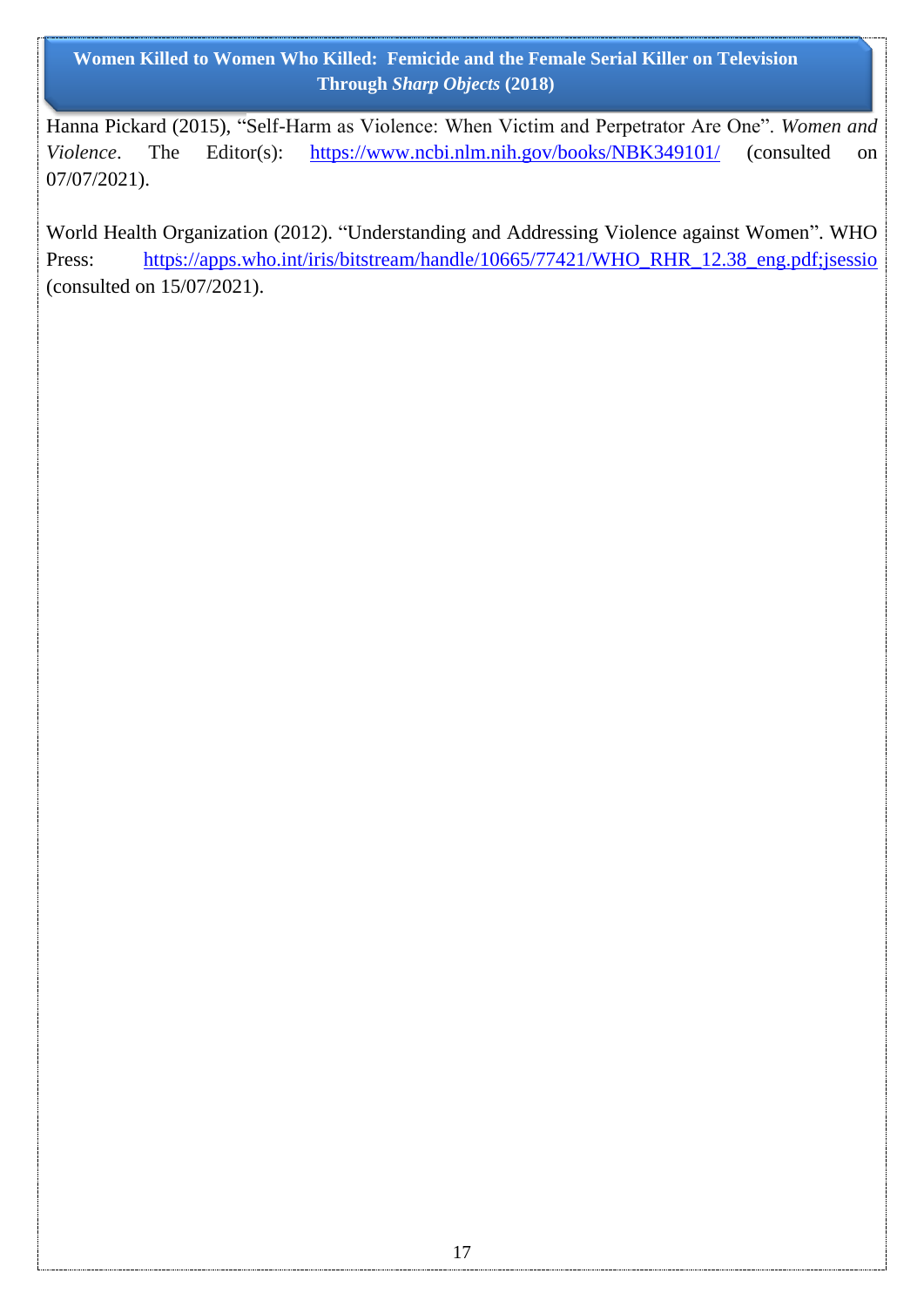Hanna Pickard (2015), “Self-Harm as Violence: When Victim and Perpetrator Are One”. *Women and Violence*. The Editor(s): https://www.ncbi.nlm.nih.gov/books/NBK349101/ (consulted on 07/07/2021).

World Health Organization (2012). “Understanding and Addressing Violence against Women”. WHO Press: https://apps.who.int/iris/bitstream/handle/10665/77421/WHO_RHR_12.38_eng.pdf;jsessio (consulted on 15/07/2021).